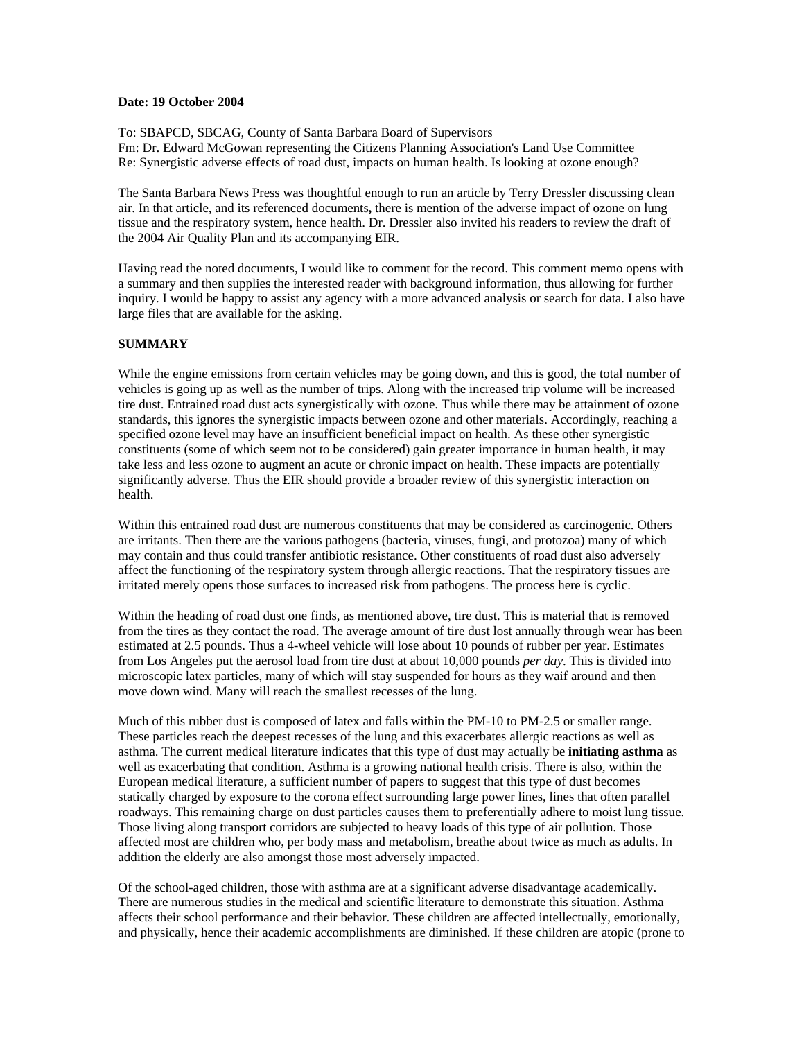**Date: 19 October 2004**

To: SBAPCD, SBCAG, County of Santa Barbara Board of Supervisors
Fm: Dr. Edward McGowan representing the Citizens Planning Association's Land Use Committee
Re: Synergistic adverse effects of road dust, impacts on human health. Is looking at ozone enough?

The Santa Barbara News Press was thoughtful enough to run an article by Terry Dressler discussing clean air. In that article, and its referenced documents**,** there is mention of the adverse impact of ozone on lung tissue and the respiratory system, hence health. Dr. Dressler also invited his readers to review the draft of the 2004 Air Quality Plan and its accompanying EIR.

Having read the noted documents, I would like to comment for the record. This comment memo opens with a summary and then supplies the interested reader with background information, thus allowing for further inquiry. I would be happy to assist any agency with a more advanced analysis or search for data. I also have large files that are available for the asking.

**SUMMARY**

While the engine emissions from certain vehicles may be going down, and this is good, the total number of vehicles is going up as well as the number of trips. Along with the increased trip volume will be increased tire dust. Entrained road dust acts synergistically with ozone. Thus while there may be attainment of ozone standards, this ignores the synergistic impacts between ozone and other materials. Accordingly, reaching a specified ozone level may have an insufficient beneficial impact on health. As these other synergistic constituents (some of which seem not to be considered) gain greater importance in human health, it may take less and less ozone to augment an acute or chronic impact on health. These impacts are potentially significantly adverse. Thus the EIR should provide a broader review of this synergistic interaction on health.

Within this entrained road dust are numerous constituents that may be considered as carcinogenic. Others are irritants. Then there are the various pathogens (bacteria, viruses, fungi, and protozoa) many of which may contain and thus could transfer antibiotic resistance. Other constituents of road dust also adversely affect the functioning of the respiratory system through allergic reactions. That the respiratory tissues are irritated merely opens those surfaces to increased risk from pathogens. The process here is cyclic.

Within the heading of road dust one finds, as mentioned above, tire dust. This is material that is removed from the tires as they contact the road. The average amount of tire dust lost annually through wear has been estimated at 2.5 pounds. Thus a 4-wheel vehicle will lose about 10 pounds of rubber per year. Estimates from Los Angeles put the aerosol load from tire dust at about 10,000 pounds *per day*. This is divided into microscopic latex particles, many of which will stay suspended for hours as they waif around and then move down wind. Many will reach the smallest recesses of the lung.

Much of this rubber dust is composed of latex and falls within the PM-10 to PM-2.5 or smaller range. These particles reach the deepest recesses of the lung and this exacerbates allergic reactions as well as asthma. The current medical literature indicates that this type of dust may actually be **initiating asthma** as well as exacerbating that condition. Asthma is a growing national health crisis. There is also, within the European medical literature, a sufficient number of papers to suggest that this type of dust becomes statically charged by exposure to the corona effect surrounding large power lines, lines that often parallel roadways. This remaining charge on dust particles causes them to preferentially adhere to moist lung tissue. Those living along transport corridors are subjected to heavy loads of this type of air pollution. Those affected most are children who, per body mass and metabolism, breathe about twice as much as adults. In addition the elderly are also amongst those most adversely impacted.

Of the school-aged children, those with asthma are at a significant adverse disadvantage academically. There are numerous studies in the medical and scientific literature to demonstrate this situation. Asthma affects their school performance and their behavior. These children are affected intellectually, emotionally, and physically, hence their academic accomplishments are diminished. If these children are atopic (prone to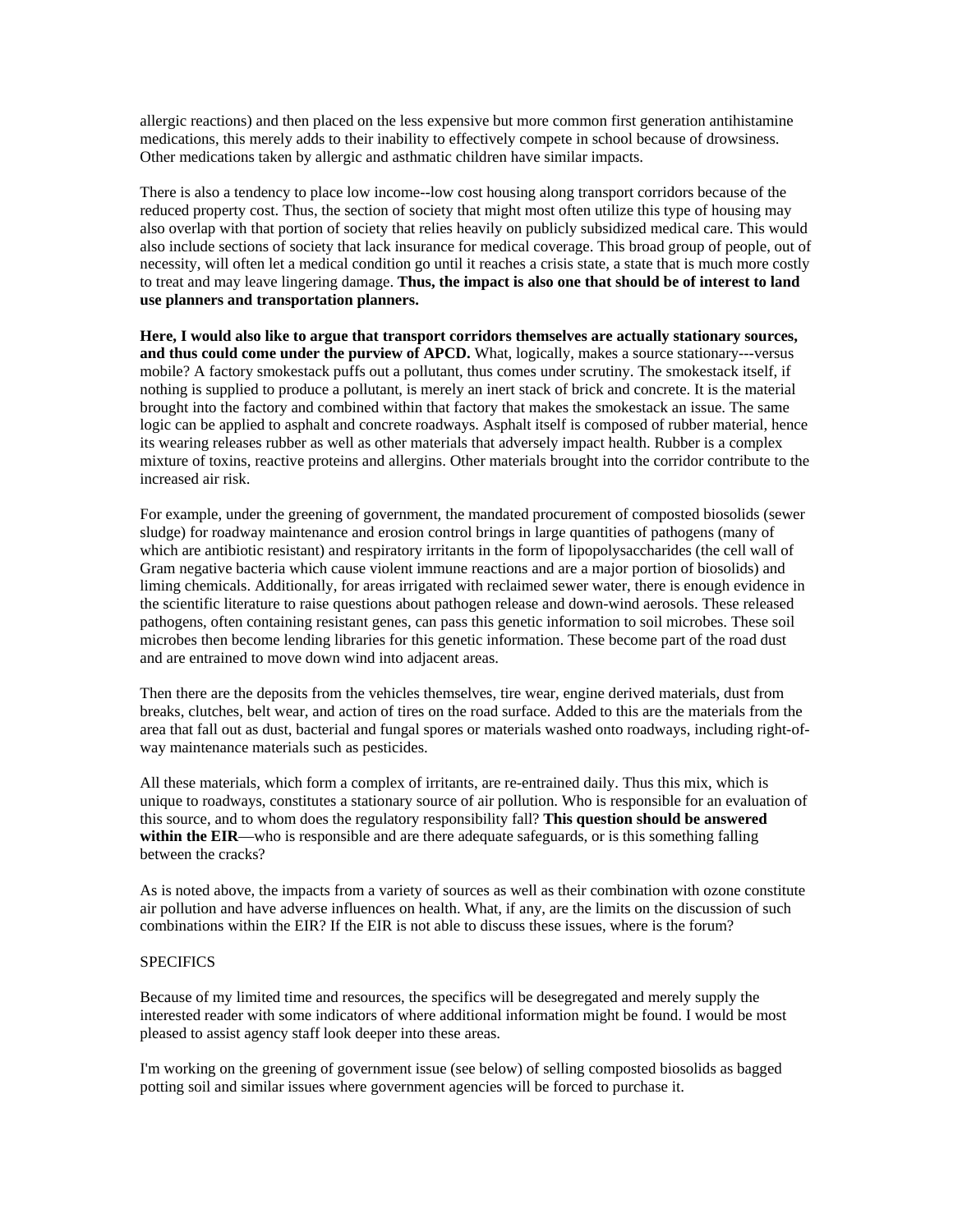allergic reactions) and then placed on the less expensive but more common first generation antihistamine medications, this merely adds to their inability to effectively compete in school because of drowsiness. Other medications taken by allergic and asthmatic children have similar impacts.

There is also a tendency to place low income--low cost housing along transport corridors because of the reduced property cost. Thus, the section of society that might most often utilize this type of housing may also overlap with that portion of society that relies heavily on publicly subsidized medical care. This would also include sections of society that lack insurance for medical coverage. This broad group of people, out of necessity, will often let a medical condition go until it reaches a crisis state, a state that is much more costly to treat and may leave lingering damage. **Thus, the impact is also one that should be of interest to land use planners and transportation planners.**

**Here, I would also like to argue that transport corridors themselves are actually stationary sources, and thus could come under the purview of APCD.** What, logically, makes a source stationary---versus mobile? A factory smokestack puffs out a pollutant, thus comes under scrutiny. The smokestack itself, if nothing is supplied to produce a pollutant, is merely an inert stack of brick and concrete. It is the material brought into the factory and combined within that factory that makes the smokestack an issue. The same logic can be applied to asphalt and concrete roadways. Asphalt itself is composed of rubber material, hence its wearing releases rubber as well as other materials that adversely impact health. Rubber is a complex mixture of toxins, reactive proteins and allergins. Other materials brought into the corridor contribute to the increased air risk.

For example, under the greening of government, the mandated procurement of composted biosolids (sewer sludge) for roadway maintenance and erosion control brings in large quantities of pathogens (many of which are antibiotic resistant) and respiratory irritants in the form of lipopolysaccharides (the cell wall of Gram negative bacteria which cause violent immune reactions and are a major portion of biosolids) and liming chemicals. Additionally, for areas irrigated with reclaimed sewer water, there is enough evidence in the scientific literature to raise questions about pathogen release and down-wind aerosols. These released pathogens, often containing resistant genes, can pass this genetic information to soil microbes. These soil microbes then become lending libraries for this genetic information. These become part of the road dust and are entrained to move down wind into adjacent areas.

Then there are the deposits from the vehicles themselves, tire wear, engine derived materials, dust from breaks, clutches, belt wear, and action of tires on the road surface. Added to this are the materials from the area that fall out as dust, bacterial and fungal spores or materials washed onto roadways, including right-of-way maintenance materials such as pesticides.

All these materials, which form a complex of irritants, are re-entrained daily. Thus this mix, which is unique to roadways, constitutes a stationary source of air pollution. Who is responsible for an evaluation of this source, and to whom does the regulatory responsibility fall? **This question should be answered within the EIR**—who is responsible and are there adequate safeguards, or is this something falling between the cracks?

As is noted above, the impacts from a variety of sources as well as their combination with ozone constitute air pollution and have adverse influences on health. What, if any, are the limits on the discussion of such combinations within the EIR? If the EIR is not able to discuss these issues, where is the forum?

SPECIFICS

Because of my limited time and resources, the specifics will be desegregated and merely supply the interested reader with some indicators of where additional information might be found. I would be most pleased to assist agency staff look deeper into these areas.

I'm working on the greening of government issue (see below) of selling composted biosolids as bagged potting soil and similar issues where government agencies will be forced to purchase it.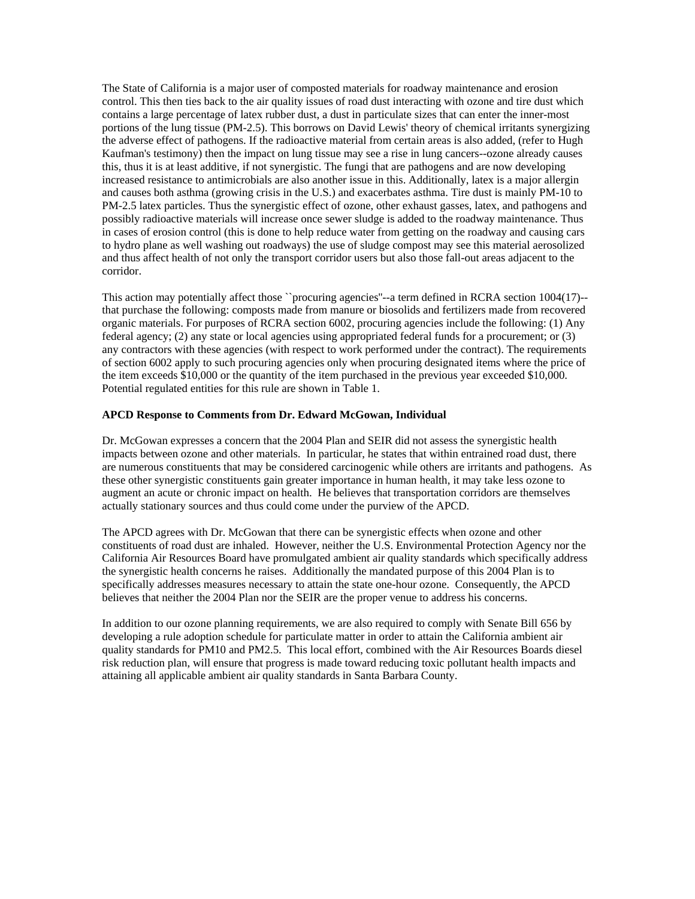The State of California is a major user of composted materials for roadway maintenance and erosion control. This then ties back to the air quality issues of road dust interacting with ozone and tire dust which contains a large percentage of latex rubber dust, a dust in particulate sizes that can enter the inner-most portions of the lung tissue (PM-2.5). This borrows on David Lewis' theory of chemical irritants synergizing the adverse effect of pathogens. If the radioactive material from certain areas is also added, (refer to Hugh Kaufman's testimony) then the impact on lung tissue may see a rise in lung cancers--ozone already causes this, thus it is at least additive, if not synergistic. The fungi that are pathogens and are now developing increased resistance to antimicrobials are also another issue in this. Additionally, latex is a major allergin and causes both asthma (growing crisis in the U.S.) and exacerbates asthma. Tire dust is mainly PM-10 to PM-2.5 latex particles. Thus the synergistic effect of ozone, other exhaust gasses, latex, and pathogens and possibly radioactive materials will increase once sewer sludge is added to the roadway maintenance. Thus in cases of erosion control (this is done to help reduce water from getting on the roadway and causing cars to hydro plane as well washing out roadways) the use of sludge compost may see this material aerosolized and thus affect health of not only the transport corridor users but also those fall-out areas adjacent to the corridor.

This action may potentially affect those ``procuring agencies''--a term defined in RCRA section 1004(17)--that purchase the following: composts made from manure or biosolids and fertilizers made from recovered organic materials. For purposes of RCRA section 6002, procuring agencies include the following: (1) Any federal agency; (2) any state or local agencies using appropriated federal funds for a procurement; or (3) any contractors with these agencies (with respect to work performed under the contract). The requirements of section 6002 apply to such procuring agencies only when procuring designated items where the price of the item exceeds $10,000 or the quantity of the item purchased in the previous year exceeded $10,000. Potential regulated entities for this rule are shown in Table 1.

**APCD Response to Comments from Dr. Edward McGowan, Individual**

Dr. McGowan expresses a concern that the 2004 Plan and SEIR did not assess the synergistic health impacts between ozone and other materials. In particular, he states that within entrained road dust, there are numerous constituents that may be considered carcinogenic while others are irritants and pathogens. As these other synergistic constituents gain greater importance in human health, it may take less ozone to augment an acute or chronic impact on health. He believes that transportation corridors are themselves actually stationary sources and thus could come under the purview of the APCD.

The APCD agrees with Dr. McGowan that there can be synergistic effects when ozone and other constituents of road dust are inhaled. However, neither the U.S. Environmental Protection Agency nor the California Air Resources Board have promulgated ambient air quality standards which specifically address the synergistic health concerns he raises. Additionally the mandated purpose of this 2004 Plan is to specifically addresses measures necessary to attain the state one-hour ozone. Consequently, the APCD believes that neither the 2004 Plan nor the SEIR are the proper venue to address his concerns.

In addition to our ozone planning requirements, we are also required to comply with Senate Bill 656 by developing a rule adoption schedule for particulate matter in order to attain the California ambient air quality standards for PM10 and PM2.5. This local effort, combined with the Air Resources Boards diesel risk reduction plan, will ensure that progress is made toward reducing toxic pollutant health impacts and attaining all applicable ambient air quality standards in Santa Barbara County.